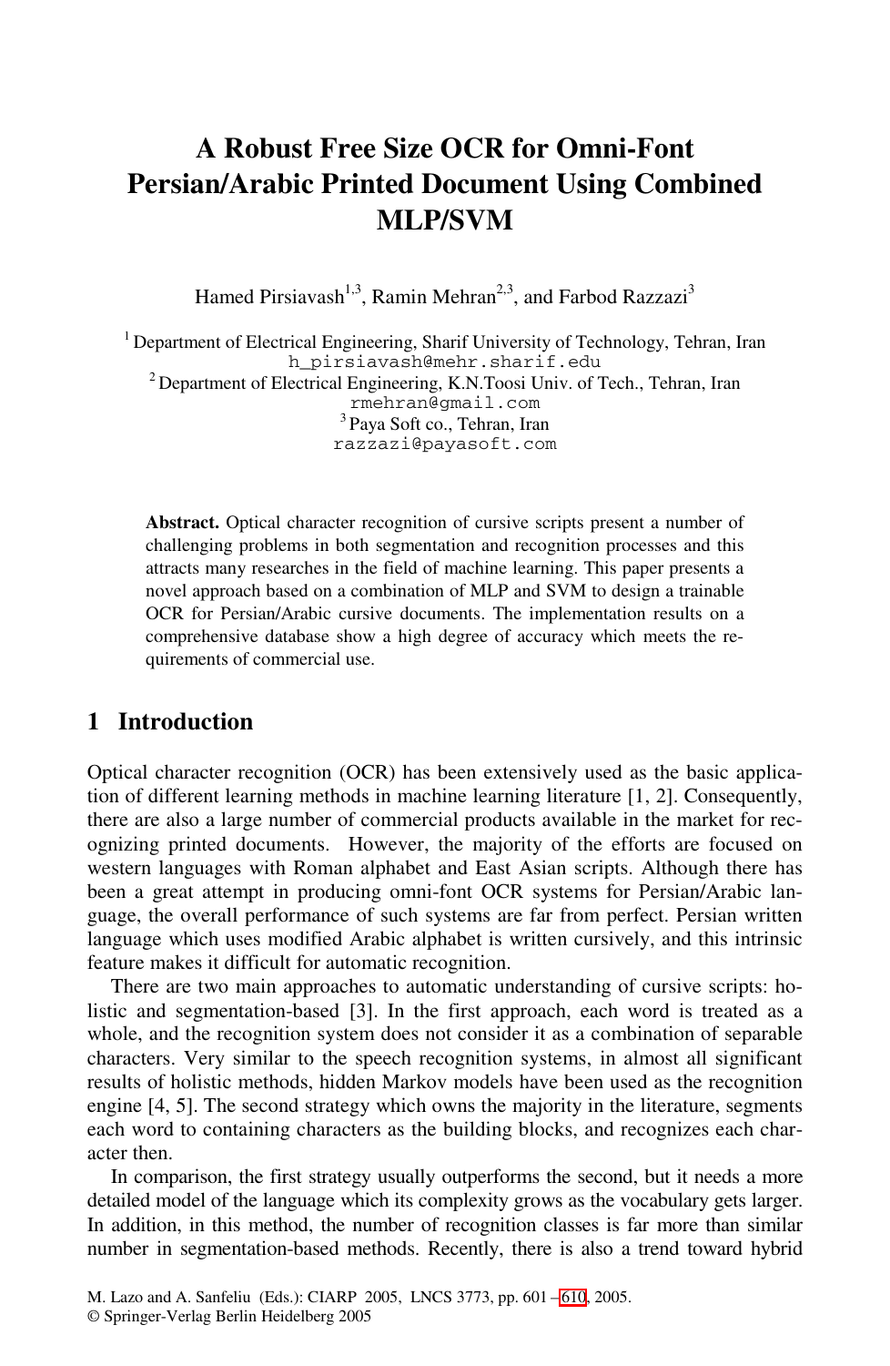# A Robust Free Size OCR for Omni-Font Persian/Arabic Printed Document Using Combined MLP/SVM

Hamed Pirsiavash[1,3], Ramin Mehran[2,3], and Farbod Razzazi[3]

[1] Department of Electrical Engineering, Sharif University of Technology, Tehran, Iran
h_pirsiavash@mehr.sharif.edu
[2] Department of Electrical Engineering, K.N.Toosi Univ. of Tech., Tehran, Iran
rmehran@gmail.com
[3] Paya Soft co., Tehran, Iran
razzazi@payasoft.com

**Abstract.** Optical character recognition of cursive scripts present a number of challenging problems in both segmentation and recognition processes and this attracts many researches in the field of machine learning. This paper presents a novel approach based on a combination of MLP and SVM to design a trainable OCR for Persian/Arabic cursive documents. The implementation results on a comprehensive database show a high degree of accuracy which meets the requirements of commercial use.

## 1 Introduction

Optical character recognition (OCR) has been extensively used as the basic application of different learning methods in machine learning literature [1, 2]. Consequently, there are also a large number of commercial products available in the market for recognizing printed documents. However, the majority of the efforts are focused on western languages with Roman alphabet and East Asian scripts. Although there has been a great attempt in producing omni-font OCR systems for Persian/Arabic language, the overall performance of such systems are far from perfect. Persian written language which uses modified Arabic alphabet is written cursively, and this intrinsic feature makes it difficult for automatic recognition.

There are two main approaches to automatic understanding of cursive scripts: holistic and segmentation-based [3]. In the first approach, each word is treated as a whole, and the recognition system does not consider it as a combination of separable characters. Very similar to the speech recognition systems, in almost all significant results of holistic methods, hidden Markov models have been used as the recognition engine [4, 5]. The second strategy which owns the majority in the literature, segments each word to containing characters as the building blocks, and recognizes each character then.

In comparison, the first strategy usually outperforms the second, but it needs a more detailed model of the language which its complexity grows as the vocabulary gets larger. In addition, in this method, the number of recognition classes is far more than similar number in segmentation-based methods. Recently, there is also a trend toward hybrid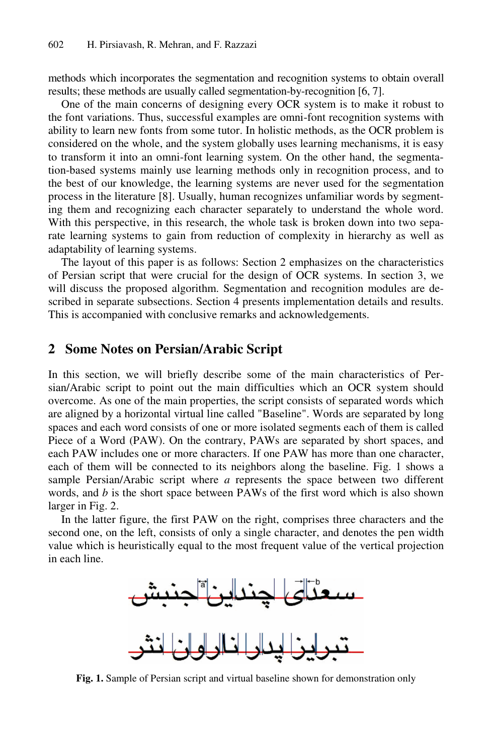methods which incorporates the segmentation and recognition systems to obtain overall results; these methods are usually called segmentation-by-recognition [6, 7].

One of the main concerns of designing every OCR system is to make it robust to the font variations. Thus, successful examples are omni-font recognition systems with ability to learn new fonts from some tutor. In holistic methods, as the OCR problem is considered on the whole, and the system globally uses learning mechanisms, it is easy to transform it into an omni-font learning system. On the other hand, the segmentation-based systems mainly use learning methods only in recognition process, and to the best of our knowledge, the learning systems are never used for the segmentation process in the literature [8]. Usually, human recognizes unfamiliar words by segmenting them and recognizing each character separately to understand the whole word. With this perspective, in this research, the whole task is broken down into two separate learning systems to gain from reduction of complexity in hierarchy as well as adaptability of learning systems.

The layout of this paper is as follows: Section 2 emphasizes on the characteristics of Persian script that were crucial for the design of OCR systems. In section 3, we will discuss the proposed algorithm. Segmentation and recognition modules are described in separate subsections. Section 4 presents implementation details and results. This is accompanied with conclusive remarks and acknowledgements.

## 2 Some Notes on Persian/Arabic Script

In this section, we will briefly describe some of the main characteristics of Persian/Arabic script to point out the main difficulties which an OCR system should overcome. As one of the main properties, the script consists of separated words which are aligned by a horizontal virtual line called "Baseline". Words are separated by long spaces and each word consists of one or more isolated segments each of them is called Piece of a Word (PAW). On the contrary, PAWs are separated by short spaces, and each PAW includes one or more characters. If one PAW has more than one character, each of them will be connected to its neighbors along the baseline. Fig. 1 shows a sample Persian/Arabic script where *a* represents the space between two different words, and *b* is the short space between PAWs of the first word which is also shown larger in Fig. 2.

In the latter figure, the first PAW on the right, comprises three characters and the second one, on the left, consists of only a single character, and denotes the pen width value which is heuristically equal to the most frequent value of the vertical projection in each line.

سعدای چنداین جنبش

تبریز پدار ناراوان نثر

**Fig. 1.** Sample of Persian script and virtual baseline shown for demonstration only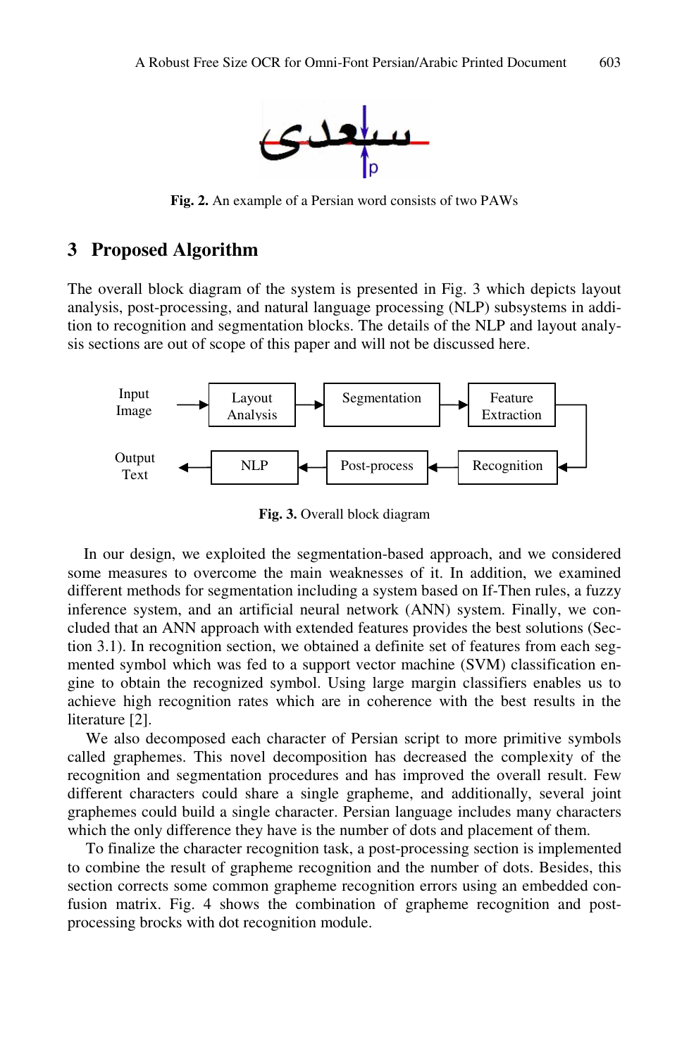Fig. 2. An example of a Persian word consists of two PAWs

## 3 Proposed Algorithm

The overall block diagram of the system is presented in Fig. 3 which depicts layout analysis, post-processing, and natural language processing (NLP) subsystems in addition to recognition and segmentation blocks. The details of the NLP and layout analysis sections are out of scope of this paper and will not be discussed here.

Input Image
Layout Analysis
Segmentation
Feature Extraction
Output Text
NLP
Post-process
Recognition

Fig. 3. Overall block diagram

In our design, we exploited the segmentation-based approach, and we considered some measures to overcome the main weaknesses of it. In addition, we examined different methods for segmentation including a system based on If-Then rules, a fuzzy inference system, and an artificial neural network (ANN) system. Finally, we concluded that an ANN approach with extended features provides the best solutions (Section 3.1). In recognition section, we obtained a definite set of features from each segmented symbol which was fed to a support vector machine (SVM) classification engine to obtain the recognized symbol. Using large margin classifiers enables us to achieve high recognition rates which are in coherence with the best results in the literature [2].

We also decomposed each character of Persian script to more primitive symbols called graphemes. This novel decomposition has decreased the complexity of the recognition and segmentation procedures and has improved the overall result. Few different characters could share a single grapheme, and additionally, several joint graphemes could build a single character. Persian language includes many characters which the only difference they have is the number of dots and placement of them.

To finalize the character recognition task, a post-processing section is implemented to combine the result of grapheme recognition and the number of dots. Besides, this section corrects some common grapheme recognition errors using an embedded confusion matrix. Fig. 4 shows the combination of grapheme recognition and post-processing brocks with dot recognition module.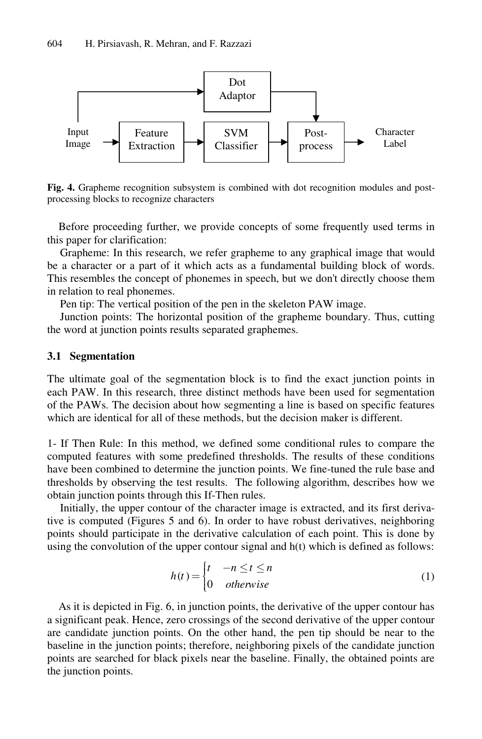Input Image

Feature Extraction

SVM Classifier

Post-process

Dot Adaptor

Character Label

**Fig. 4.** Grapheme recognition subsystem is combined with dot recognition modules and post-processing blocks to recognize characters

Before proceeding further, we provide concepts of some frequently used terms in this paper for clarification:

Grapheme: In this research, we refer grapheme to any graphical image that would be a character or a part of it which acts as a fundamental building block of words. This resembles the concept of phonemes in speech, but we don't directly choose them in relation to real phonemes.

Pen tip: The vertical position of the pen in the skeleton PAW image.

Junction points: The horizontal position of the grapheme boundary. Thus, cutting the word at junction points results separated graphemes.

### 3.1 Segmentation

The ultimate goal of the segmentation block is to find the exact junction points in each PAW. In this research, three distinct methods have been used for segmentation of the PAWs. The decision about how segmenting a line is based on specific features which are identical for all of these methods, but the decision maker is different.

1- If Then Rule: In this method, we defined some conditional rules to compare the computed features with some predefined thresholds. The results of these conditions have been combined to determine the junction points. We fine-tuned the rule base and thresholds by observing the test results. The following algorithm, describes how we obtain junction points through this If-Then rules.

Initially, the upper contour of the character image is extracted, and its first derivative is computed (Figures 5 and 6). In order to have robust derivatives, neighboring points should participate in the derivative calculation of each point. This is done by using the convolution of the upper contour signal and h(t) which is defined as follows:

$$h(t) = \begin{cases} t & -n \leq t \leq n \\ 0 & otherwise \end{cases} \tag{1}$$

As it is depicted in Fig. 6, in junction points, the derivative of the upper contour has a significant peak. Hence, zero crossings of the second derivative of the upper contour are candidate junction points. On the other hand, the pen tip should be near to the baseline in the junction points; therefore, neighboring pixels of the candidate junction points are searched for black pixels near the baseline. Finally, the obtained points are the junction points.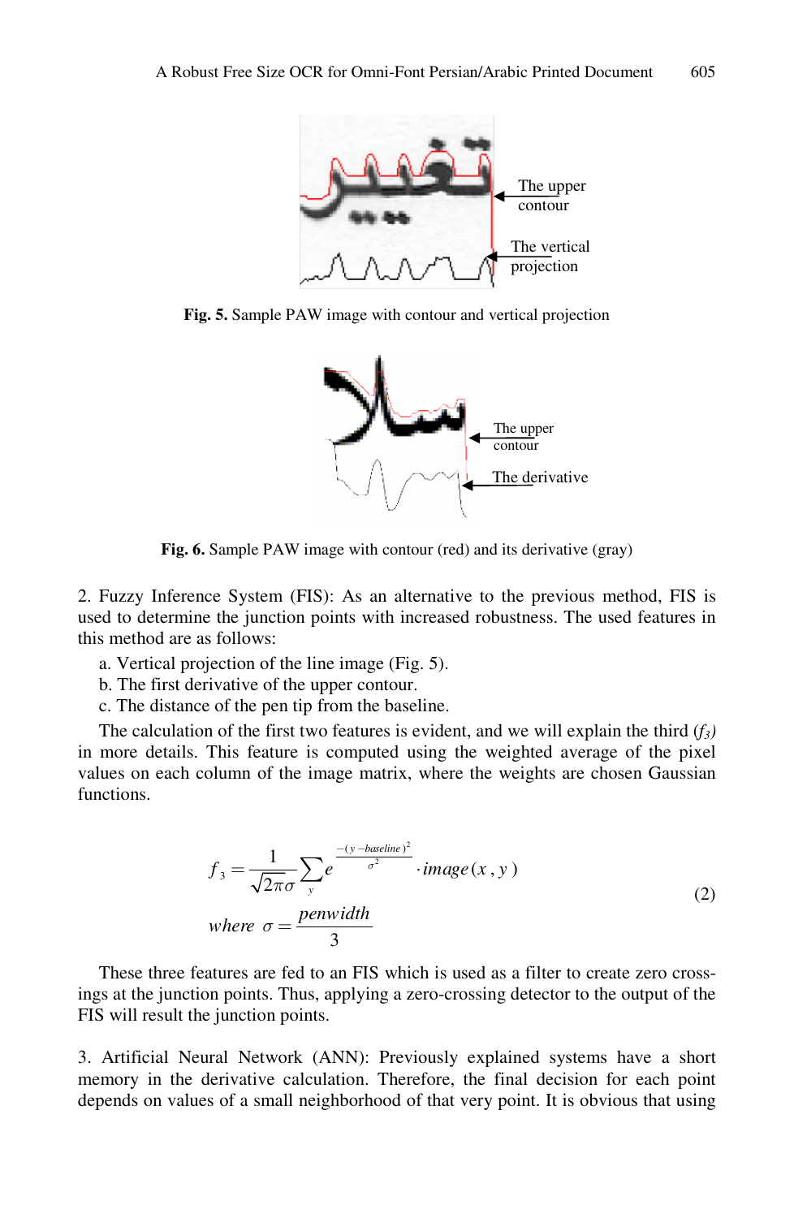Fig. 5. Sample PAW image with contour and vertical projection

Fig. 6. Sample PAW image with contour (red) and its derivative (gray)

2. Fuzzy Inference System (FIS): As an alternative to the previous method, FIS is used to determine the junction points with increased robustness. The used features in this method are as follows:

a. Vertical projection of the line image (Fig. 5).
b. The first derivative of the upper contour.
c. The distance of the pen tip from the baseline.

The calculation of the first two features is evident, and we will explain the third ($f_3$) in more details. This feature is computed using the weighted average of the pixel values on each column of the image matrix, where the weights are chosen Gaussian functions.

$$f_3 = \frac{1}{\sqrt{2\pi}\sigma} \sum_y e^{\frac{-(y - baseline)^2}{\sigma^2}} \cdot image(x, y)$$
$$where \;\; \sigma = \frac{penwidth}{3} \tag{2}$$

These three features are fed to an FIS which is used as a filter to create zero crossings at the junction points. Thus, applying a zero-crossing detector to the output of the FIS will result the junction points.

3. Artificial Neural Network (ANN): Previously explained systems have a short memory in the derivative calculation. Therefore, the final decision for each point depends on values of a small neighborhood of that very point. It is obvious that using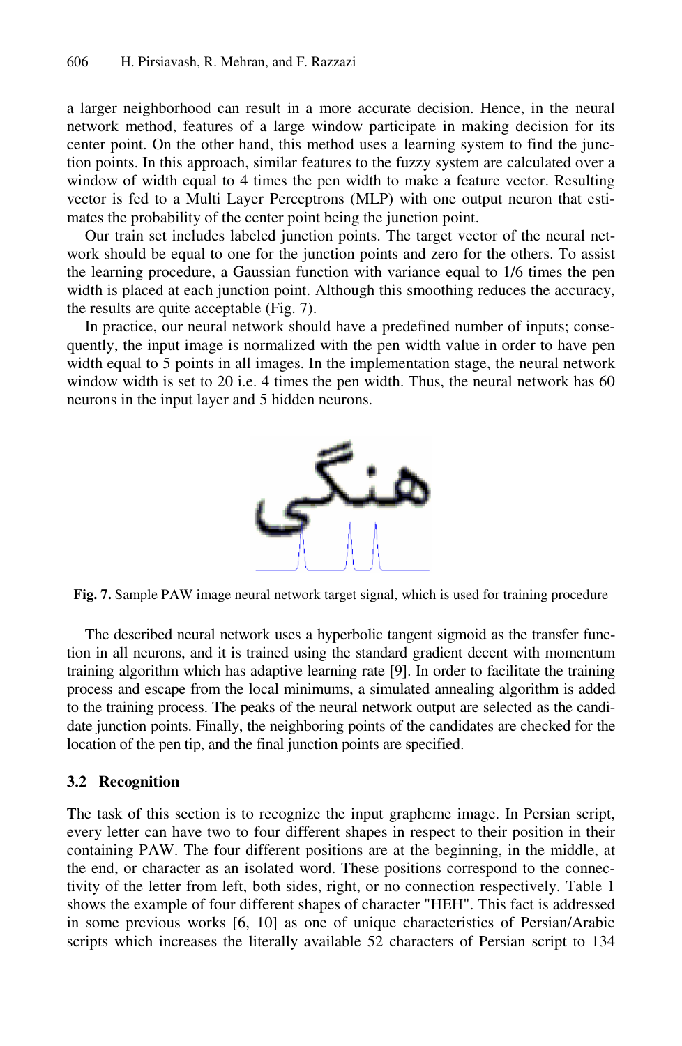a larger neighborhood can result in a more accurate decision. Hence, in the neural network method, features of a large window participate in making decision for its center point. On the other hand, this method uses a learning system to find the junction points. In this approach, similar features to the fuzzy system are calculated over a window of width equal to 4 times the pen width to make a feature vector. Resulting vector is fed to a Multi Layer Perceptrons (MLP) with one output neuron that estimates the probability of the center point being the junction point.

Our train set includes labeled junction points. The target vector of the neural network should be equal to one for the junction points and zero for the others. To assist the learning procedure, a Gaussian function with variance equal to 1/6 times the pen width is placed at each junction point. Although this smoothing reduces the accuracy, the results are quite acceptable (Fig. 7).

In practice, our neural network should have a predefined number of inputs; consequently, the input image is normalized with the pen width value in order to have pen width equal to 5 points in all images. In the implementation stage, the neural network window width is set to 20 i.e. 4 times the pen width. Thus, the neural network has 60 neurons in the input layer and 5 hidden neurons.

**Fig. 7.** Sample PAW image neural network target signal, which is used for training procedure

The described neural network uses a hyperbolic tangent sigmoid as the transfer function in all neurons, and it is trained using the standard gradient decent with momentum training algorithm which has adaptive learning rate [9]. In order to facilitate the training process and escape from the local minimums, a simulated annealing algorithm is added to the training process. The peaks of the neural network output are selected as the candidate junction points. Finally, the neighboring points of the candidates are checked for the location of the pen tip, and the final junction points are specified.

### 3.2 Recognition

The task of this section is to recognize the input grapheme image. In Persian script, every letter can have two to four different shapes in respect to their position in their containing PAW. The four different positions are at the beginning, in the middle, at the end, or character as an isolated word. These positions correspond to the connectivity of the letter from left, both sides, right, or no connection respectively. Table 1 shows the example of four different shapes of character "HEH". This fact is addressed in some previous works [6, 10] as one of unique characteristics of Persian/Arabic scripts which increases the literally available 52 characters of Persian script to 134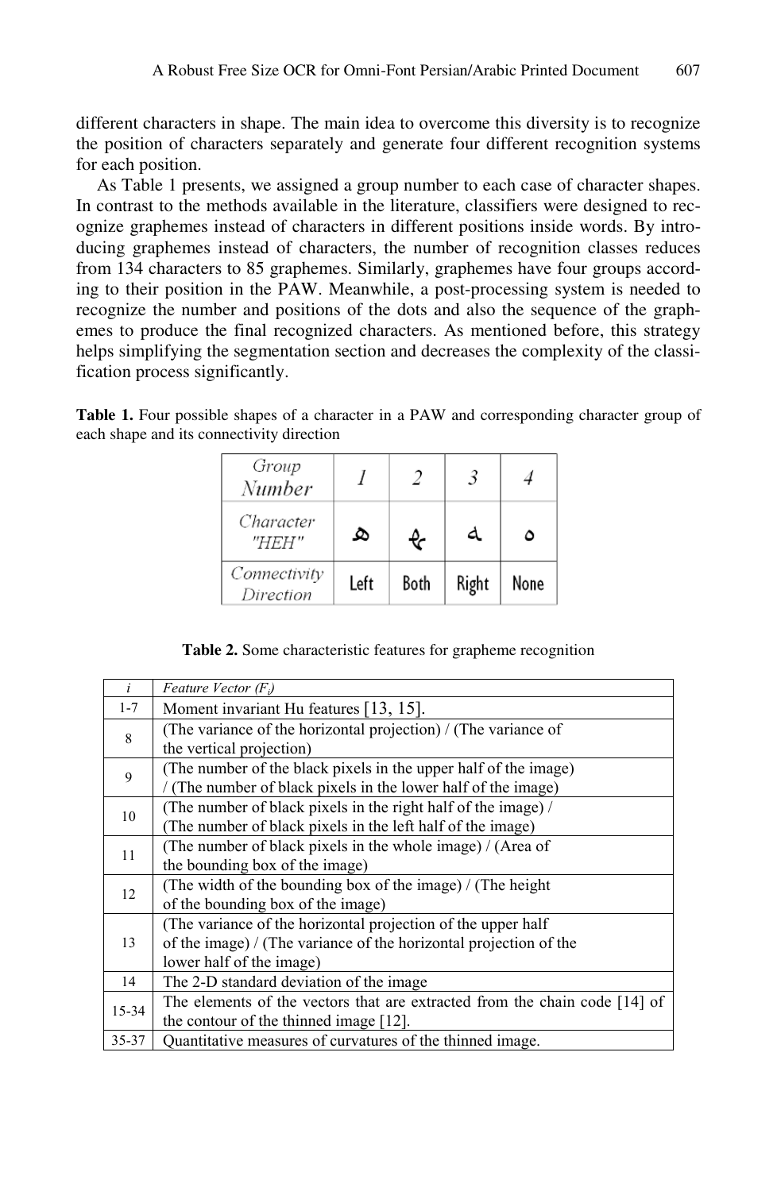different characters in shape. The main idea to overcome this diversity is to recognize the position of characters separately and generate four different recognition systems for each position.

As Table 1 presents, we assigned a group number to each case of character shapes. In contrast to the methods available in the literature, classifiers were designed to recognize graphemes instead of characters in different positions inside words. By introducing graphemes instead of characters, the number of recognition classes reduces from 134 characters to 85 graphemes. Similarly, graphemes have four groups according to their position in the PAW. Meanwhile, a post-processing system is needed to recognize the number and positions of the dots and also the sequence of the graphemes to produce the final recognized characters. As mentioned before, this strategy helps simplifying the segmentation section and decreases the complexity of the classification process significantly.

**Table 1.** Four possible shapes of a character in a PAW and corresponding character group of each shape and its connectivity direction

| *Group Number* | *1* | *2* | *3* | *4* |
|---|---|---|---|---|
| *Character "HEH"* | هـ | ـهـ | ـه | ه |
| *Connectivity Direction* | Left | Both | Right | None |

**Table 2.** Some characteristic features for grapheme recognition

| *i* | *Feature Vector ($F_i$)* |
|---|---|
| 1-7 | Moment invariant Hu features [13, 15]. |
| 8 | (The variance of the horizontal projection) / (The variance of the vertical projection) |
| 9 | (The number of the black pixels in the upper half of the image) / (The number of black pixels in the lower half of the image) |
| 10 | (The number of black pixels in the right half of the image) / (The number of black pixels in the left half of the image) |
| 11 | (The number of black pixels in the whole image) / (Area of the bounding box of the image) |
| 12 | (The width of the bounding box of the image) / (The height of the bounding box of the image) |
| 13 | (The variance of the horizontal projection of the upper half of the image) / (The variance of the horizontal projection of the lower half of the image) |
| 14 | The 2-D standard deviation of the image |
| 15-34 | The elements of the vectors that are extracted from the chain code [14] of the contour of the thinned image [12]. |
| 35-37 | Quantitative measures of curvatures of the thinned image. |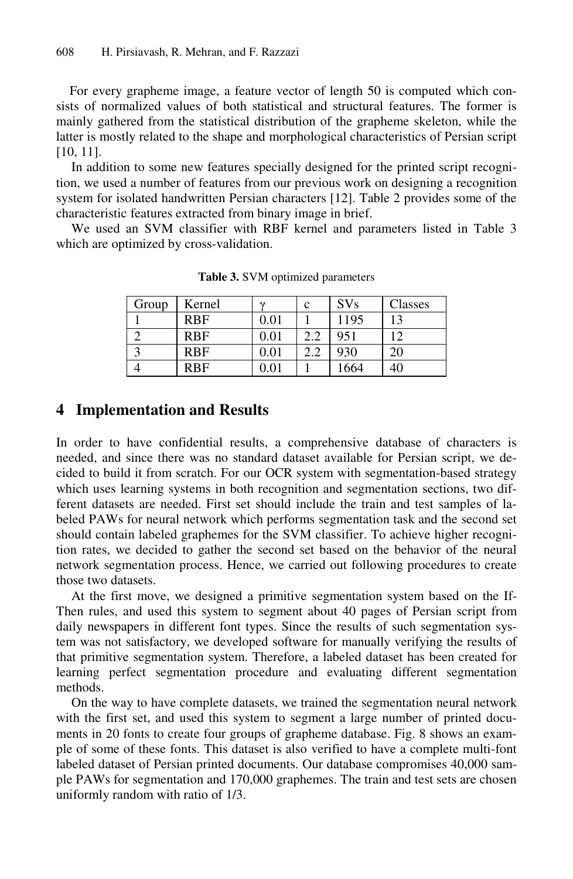For every grapheme image, a feature vector of length 50 is computed which consists of normalized values of both statistical and structural features. The former is mainly gathered from the statistical distribution of the grapheme skeleton, while the latter is mostly related to the shape and morphological characteristics of Persian script [10, 11].

In addition to some new features specially designed for the printed script recognition, we used a number of features from our previous work on designing a recognition system for isolated handwritten Persian characters [12]. Table 2 provides some of the characteristic features extracted from binary image in brief.

We used an SVM classifier with RBF kernel and parameters listed in Table 3 which are optimized by cross-validation.

**Table 3.** SVM optimized parameters

| Group | Kernel | $\gamma$ | c | SVs | Classes |
|---|---|---|---|---|---|
| 1 | RBF | 0.01 | 1 | 1195 | 13 |
| 2 | RBF | 0.01 | 2.2 | 951 | 12 |
| 3 | RBF | 0.01 | 2.2 | 930 | 20 |
| 4 | RBF | 0.01 | 1 | 1664 | 40 |

## 4 Implementation and Results

In order to have confidential results, a comprehensive database of characters is needed, and since there was no standard dataset available for Persian script, we decided to build it from scratch. For our OCR system with segmentation-based strategy which uses learning systems in both recognition and segmentation sections, two different datasets are needed. First set should include the train and test samples of labeled PAWs for neural network which performs segmentation task and the second set should contain labeled graphemes for the SVM classifier. To achieve higher recognition rates, we decided to gather the second set based on the behavior of the neural network segmentation process. Hence, we carried out following procedures to create those two datasets.

At the first move, we designed a primitive segmentation system based on the If-Then rules, and used this system to segment about 40 pages of Persian script from daily newspapers in different font types. Since the results of such segmentation system was not satisfactory, we developed software for manually verifying the results of that primitive segmentation system. Therefore, a labeled dataset has been created for learning perfect segmentation procedure and evaluating different segmentation methods.

On the way to have complete datasets, we trained the segmentation neural network with the first set, and used this system to segment a large number of printed documents in 20 fonts to create four groups of grapheme database. Fig. 8 shows an example of some of these fonts. This dataset is also verified to have a complete multi-font labeled dataset of Persian printed documents. Our database compromises 40,000 sample PAWs for segmentation and 170,000 graphemes. The train and test sets are chosen uniformly random with ratio of 1/3.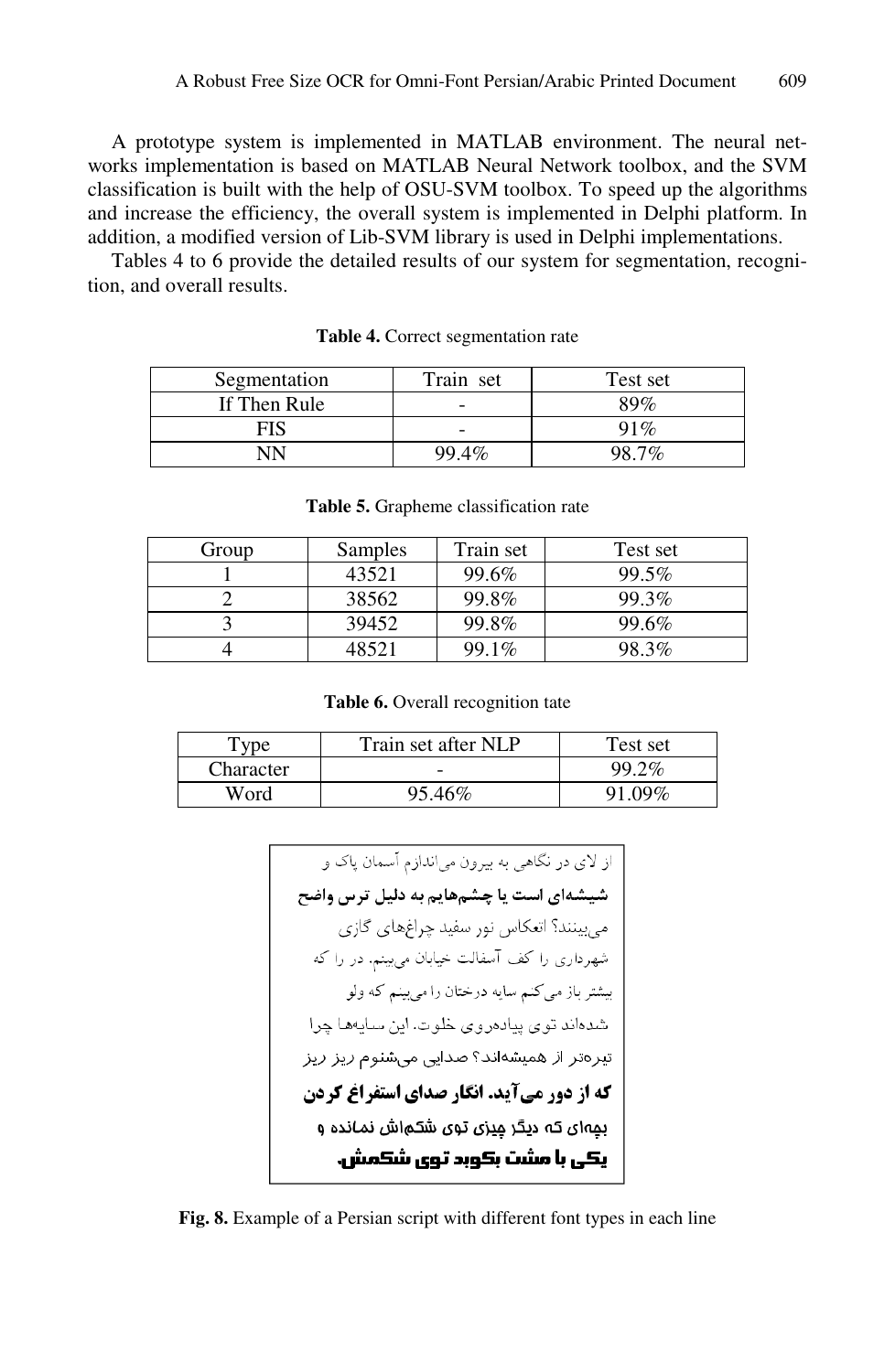A prototype system is implemented in MATLAB environment. The neural networks implementation is based on MATLAB Neural Network toolbox, and the SVM classification is built with the help of OSU-SVM toolbox. To speed up the algorithms and increase the efficiency, the overall system is implemented in Delphi platform. In addition, a modified version of Lib-SVM library is used in Delphi implementations.

Tables 4 to 6 provide the detailed results of our system for segmentation, recognition, and overall results.

**Table 4.** Correct segmentation rate

| Segmentation | Train set | Test set |
|---|---|---|
| If Then Rule | - | 89% |
| FIS | - | 91% |
| NN | 99.4% | 98.7% |

**Table 5.** Grapheme classification rate

| Group | Samples | Train set | Test set |
|---|---|---|---|
| 1 | 43521 | 99.6% | 99.5% |
| 2 | 38562 | 99.8% | 99.3% |
| 3 | 39452 | 99.8% | 99.6% |
| 4 | 48521 | 99.1% | 98.3% |

**Table 6.** Overall recognition tate

| Type | Train set after NLP | Test set |
|---|---|---|
| Character | - | 99.2% |
| Word | 95.46% | 91.09% |

از لای در نگاهی به بیرون می‌اندازم آسمان پاک و

**شیشه‌ای است یا چشم‌هایم به دلیل ترس واضح**

می‌بینند؟ انعکاس نور سفید چراغ‌های گازی

شهرداری را کف آسفالت خیابان می‌بینم. در را که

بیشتر باز می‌کنم سایه درختان را می‌بینم که ولو

شده‌اند توی پیاده‌روی خلوت. این سایه‌ها چرا

تیره‌تر از همیشه‌اند؟ صدایی می‌شنوم ریز ریز

**که از دور می‌آید. انگار صدای استفراغ کردن**

بچه‌ای که دیگر چیزی توی شکم‌اش نمانده و

**یکی با مشت بکوبد توی شکمش.**

**Fig. 8.** Example of a Persian script with different font types in each line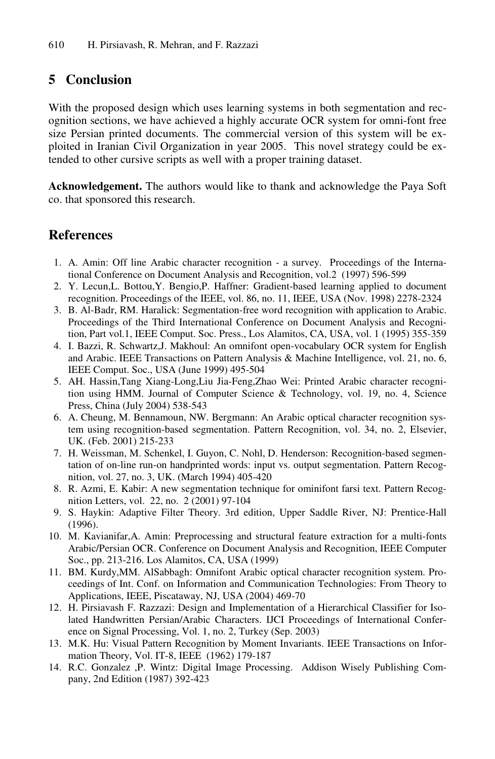## 5 Conclusion

With the proposed design which uses learning systems in both segmentation and recognition sections, we have achieved a highly accurate OCR system for omni-font free size Persian printed documents. The commercial version of this system will be exploited in Iranian Civil Organization in year 2005. This novel strategy could be extended to other cursive scripts as well with a proper training dataset.

**Acknowledgement.** The authors would like to thank and acknowledge the Paya Soft co. that sponsored this research.

## References

1. A. Amin: Off line Arabic character recognition - a survey. Proceedings of the International Conference on Document Analysis and Recognition, vol.2 (1997) 596-599
2. Y. Lecun,L. Bottou,Y. Bengio,P. Haffner: Gradient-based learning applied to document recognition. Proceedings of the IEEE, vol. 86, no. 11, IEEE, USA (Nov. 1998) 2278-2324
3. B. Al-Badr, RM. Haralick: Segmentation-free word recognition with application to Arabic. Proceedings of the Third International Conference on Document Analysis and Recognition, Part vol.1, IEEE Comput. Soc. Press., Los Alamitos, CA, USA, vol. 1 (1995) 355-359
4. I. Bazzi, R. Schwartz,J. Makhoul: An omnifont open-vocabulary OCR system for English and Arabic. IEEE Transactions on Pattern Analysis & Machine Intelligence, vol. 21, no. 6, IEEE Comput. Soc., USA (June 1999) 495-504
5. AH. Hassin,Tang Xiang-Long,Liu Jia-Feng,Zhao Wei: Printed Arabic character recognition using HMM. Journal of Computer Science & Technology, vol. 19, no. 4, Science Press, China (July 2004) 538-543
6. A. Cheung, M. Bennamoun, NW. Bergmann: An Arabic optical character recognition system using recognition-based segmentation. Pattern Recognition, vol. 34, no. 2, Elsevier, UK. (Feb. 2001) 215-233
7. H. Weissman, M. Schenkel, I. Guyon, C. Nohl, D. Henderson: Recognition-based segmentation of on-line run-on handprinted words: input vs. output segmentation. Pattern Recognition, vol. 27, no. 3, UK. (March 1994) 405-420
8. R. Azmi, E. Kabir: A new segmentation technique for ominifont farsi text. Pattern Recognition Letters, vol. 22, no. 2 (2001) 97-104
9. S. Haykin: Adaptive Filter Theory. 3rd edition, Upper Saddle River, NJ: Prentice-Hall (1996).
10. M. Kavianifar,A. Amin: Preprocessing and structural feature extraction for a multi-fonts Arabic/Persian OCR. Conference on Document Analysis and Recognition, IEEE Computer Soc., pp. 213-216. Los Alamitos, CA, USA (1999)
11. BM. Kurdy,MM. AlSabbagh: Omnifont Arabic optical character recognition system. Proceedings of Int. Conf. on Information and Communication Technologies: From Theory to Applications, IEEE, Piscataway, NJ, USA (2004) 469-70
12. H. Pirsiavash F. Razzazi: Design and Implementation of a Hierarchical Classifier for Isolated Handwritten Persian/Arabic Characters. IJCI Proceedings of International Conference on Signal Processing, Vol. 1, no. 2, Turkey (Sep. 2003)
13. M.K. Hu: Visual Pattern Recognition by Moment Invariants. IEEE Transactions on Information Theory, Vol. IT-8, IEEE (1962) 179-187
14. R.C. Gonzalez ,P. Wintz: Digital Image Processing. Addison Wisely Publishing Company, 2nd Edition (1987) 392-423